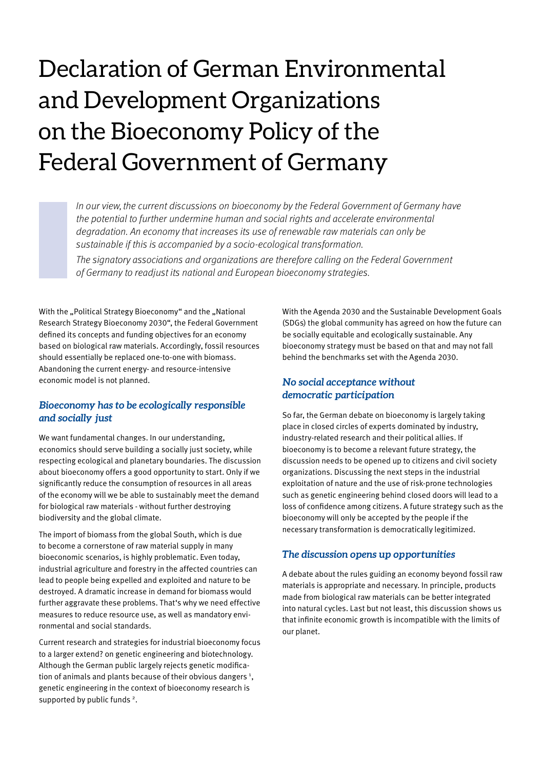# Declaration of German Environmental and Development Organizations on the Bioeconomy Policy of the Federal Government of Germany

*In our view, the current discussions on bioeconomy by the Federal Government of Germany have the potential to further undermine human and social rights and accelerate environmental degradation. An economy that increases its use of renewable raw materials can only be sustainable if this is accompanied by a socio-ecological transformation.*

*The signatory associations and organizations are therefore calling on the Federal Government of Germany to readjust its national and European bioeconomy strategies.*

With the „Political Strategy Bioeconomy" and the „National Research Strategy Bioeconomy 2030", the Federal Government defined its concepts and funding objectives for an economy based on biological raw materials. Accordingly, fossil resources should essentially be replaced one-to-one with biomass. Abandoning the current energy- and resource-intensive economic model is not planned.

## *Bioeconomy has to be ecologically responsible and socially just*

We want fundamental changes. In our understanding, economics should serve building a socially just society, while respecting ecological and planetary boundaries. The discussion about bioeconomy offers a good opportunity to start. Only if we significantly reduce the consumption of resources in all areas of the economy will we be able to sustainably meet the demand for biological raw materials - without further destroying biodiversity and the global climate.

The import of biomass from the global South, which is due to become a cornerstone of raw material supply in many bioeconomic scenarios, is highly problematic. Even today, industrial agriculture and forestry in the affected countries can lead to people being expelled and exploited and nature to be destroyed. A dramatic increase in demand for biomass would further aggravate these problems. That's why we need effective measures to reduce resource use, as well as mandatory environmental and social standards.

Current research and strategies for industrial bioeconomy focus to a larger extend? on genetic engineering and biotechnology. Although the German public largely rejects genetic modification of animals and plants because of their obvious dangers [1], genetic engineering in the context of bioeconomy research is supported by public funds [2].

With the Agenda 2030 and the Sustainable Development Goals (SDGs) the global community has agreed on how the future can be socially equitable and ecologically sustainable. Any bioeconomy strategy must be based on that and may not fall behind the benchmarks set with the Agenda 2030.

## *No social acceptance without democratic participation*

So far, the German debate on bioeconomy is largely taking place in closed circles of experts dominated by industry, industry-related research and their political allies. If bioeconomy is to become a relevant future strategy, the discussion needs to be opened up to citizens and civil society organizations. Discussing the next steps in the industrial exploitation of nature and the use of risk-prone technologies such as genetic engineering behind closed doors will lead to a loss of confidence among citizens. A future strategy such as the bioeconomy will only be accepted by the people if the necessary transformation is democratically legitimized.

## *The discussion opens up opportunities*

A debate about the rules guiding an economy beyond fossil raw materials is appropriate and necessary. In principle, products made from biological raw materials can be better integrated into natural cycles. Last but not least, this discussion shows us that infinite economic growth is incompatible with the limits of our planet.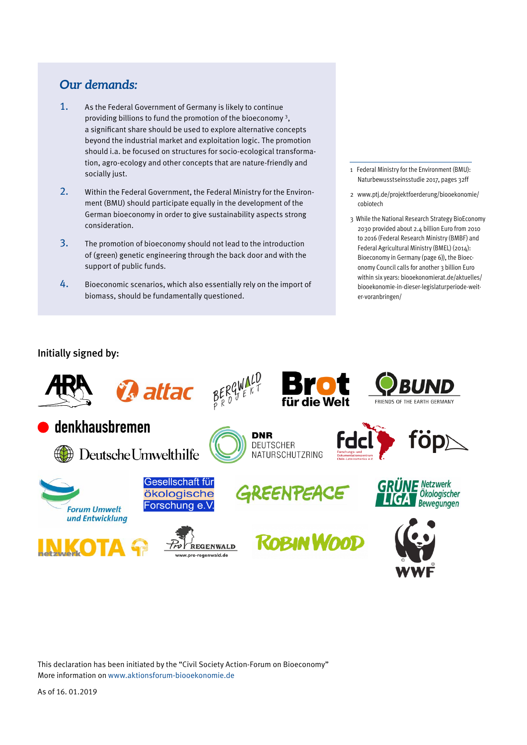## Our demands:

1. As the Federal Government of Germany is likely to continue providing billions to fund the promotion of the bioeconomy [3], a significant share should be used to explore alternative concepts beyond the industrial market and exploitation logic. The promotion should i.a. be focused on structures for socio-ecological transformation, agro-ecology and other concepts that are nature-friendly and socially just.
2. Within the Federal Government, the Federal Ministry for the Environment (BMU) should participate equally in the development of the German bioeconomy in order to give sustainability aspects strong consideration.
3. The promotion of bioeconomy should not lead to the introduction of (green) genetic engineering through the back door and with the support of public funds.
4. Bioeconomic scenarios, which also essentially rely on the import of biomass, should be fundamentally questioned.

---

1 Federal Ministry for the Environment (BMU): Naturbewusstseinsstudie 2017, pages 32ff

2 www.ptj.de/projektfoerderung/biooekonomie/cobiotech

3 While the National Research Strategy BioEconomy 2030 provided about 2.4 billion Euro from 2010 to 2016 (Federal Research Ministry (BMBF) and Federal Agricultural Ministry (BMEL) (2014): Bioeconomy in Germany (page 6)), the Bioeconomy Council calls for another 3 billion Euro within six years: biooekonomierat.de/aktuelles/biooekonomie-in-dieser-legislaturperiode-weiter-voranbringen/

### Initially signed by:

ARA, attac, Bergwald Projekt, Brot für die Welt, BUND Friends of the Earth Germany, denkhausbremen, Deutsche Umwelthilfe, DNR Deutscher Naturschutzring, fdcl Forschungs- und Dokumentationszentrum Chile-Lateinamerika e.V., föp, Forum Umwelt und Entwicklung, Gesellschaft für ökologische Forschung e.V., Greenpeace, Grüne Liga Netzwerk Ökologischer Bewegungen, INKOTA netzwerk, Pro Regenwald (www.pro-regenwald.de), Robin Wood, WWF

This declaration has been initiated by the "Civil Society Action-Forum on Bioeconomy"
More information on www.aktionsforum-biooekonomie.de

As of 16. 01.2019